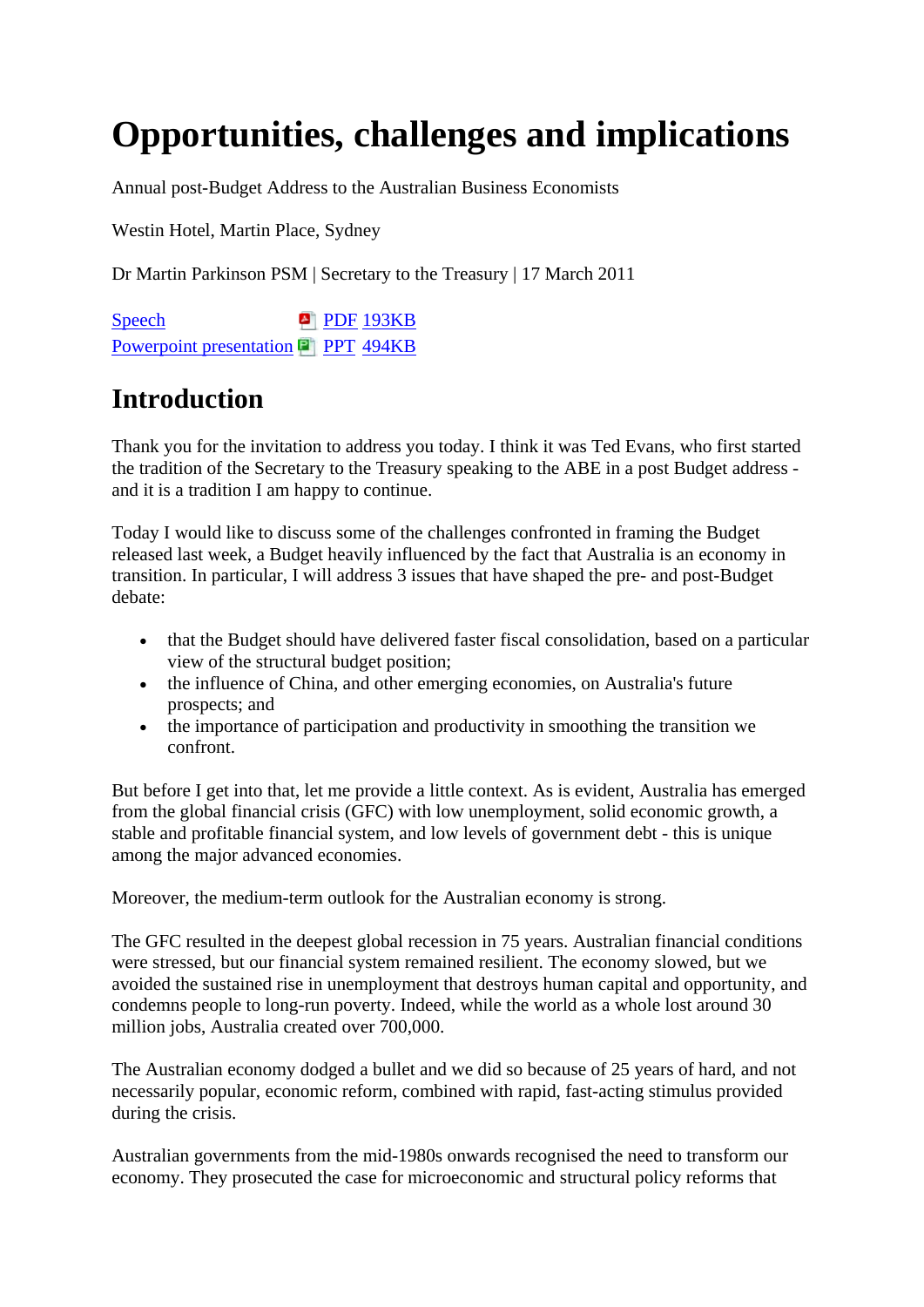# Opportunities, challenges and implications

Annual post-Budget Address to the Australian Business Economists

Westin Hotel, Martin Place, Sydney

Dr Martin Parkinson PSM | Secretary to the Treasury | 17 March 2011

Speech PDF 193KB
Powerpoint presentation PPT 494KB

## Introduction

Thank you for the invitation to address you today. I think it was Ted Evans, who first started the tradition of the Secretary to the Treasury speaking to the ABE in a post Budget address - and it is a tradition I am happy to continue.

Today I would like to discuss some of the challenges confronted in framing the Budget released last week, a Budget heavily influenced by the fact that Australia is an economy in transition. In particular, I will address 3 issues that have shaped the pre- and post-Budget debate:

- that the Budget should have delivered faster fiscal consolidation, based on a particular view of the structural budget position;
- the influence of China, and other emerging economies, on Australia's future prospects; and
- the importance of participation and productivity in smoothing the transition we confront.

But before I get into that, let me provide a little context. As is evident, Australia has emerged from the global financial crisis (GFC) with low unemployment, solid economic growth, a stable and profitable financial system, and low levels of government debt - this is unique among the major advanced economies.

Moreover, the medium-term outlook for the Australian economy is strong.

The GFC resulted in the deepest global recession in 75 years. Australian financial conditions were stressed, but our financial system remained resilient. The economy slowed, but we avoided the sustained rise in unemployment that destroys human capital and opportunity, and condemns people to long-run poverty. Indeed, while the world as a whole lost around 30 million jobs, Australia created over 700,000.

The Australian economy dodged a bullet and we did so because of 25 years of hard, and not necessarily popular, economic reform, combined with rapid, fast-acting stimulus provided during the crisis.

Australian governments from the mid-1980s onwards recognised the need to transform our economy. They prosecuted the case for microeconomic and structural policy reforms that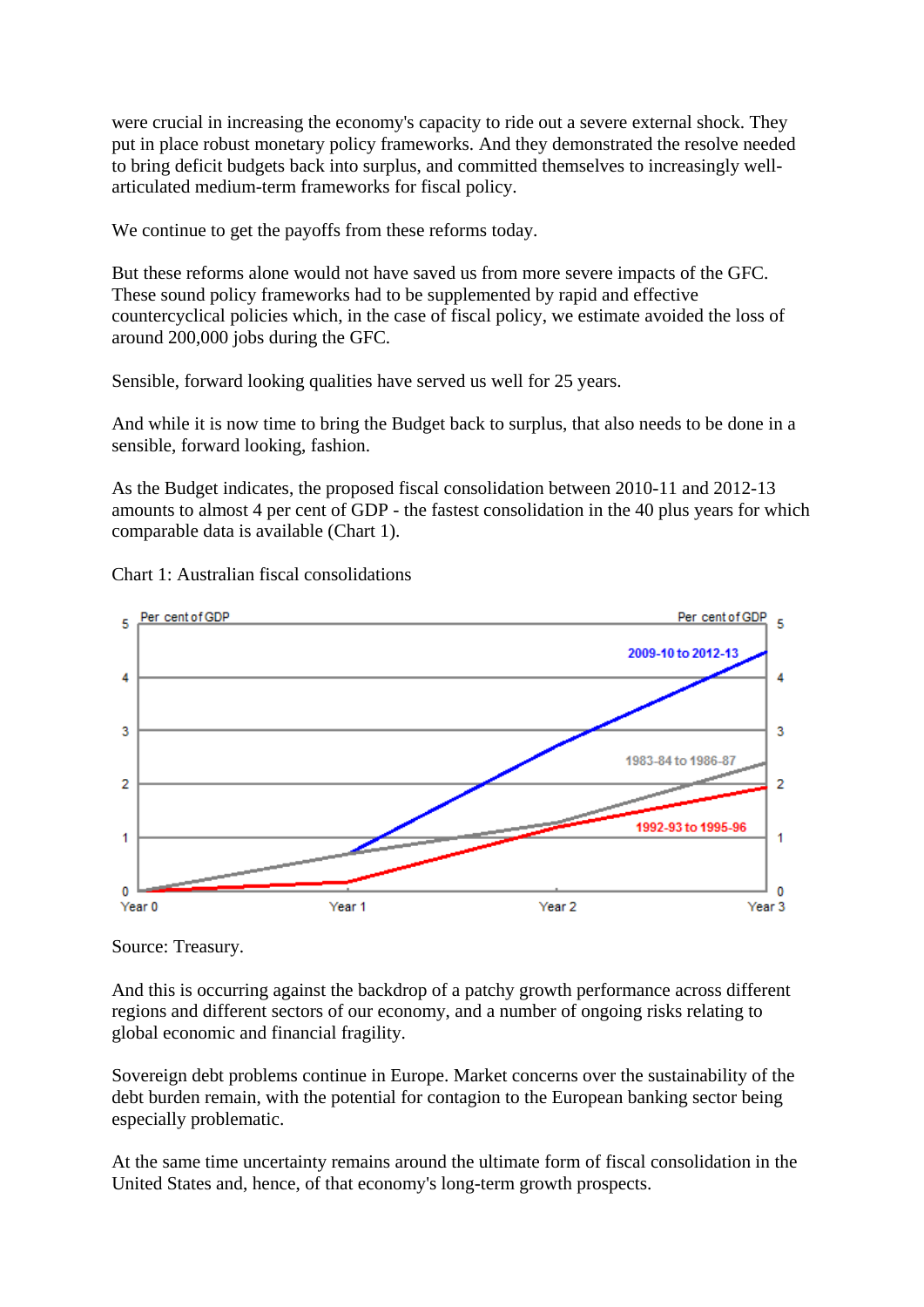were crucial in increasing the economy's capacity to ride out a severe external shock. They put in place robust monetary policy frameworks. And they demonstrated the resolve needed to bring deficit budgets back into surplus, and committed themselves to increasingly well-articulated medium-term frameworks for fiscal policy.

We continue to get the payoffs from these reforms today.

But these reforms alone would not have saved us from more severe impacts of the GFC. These sound policy frameworks had to be supplemented by rapid and effective countercyclical policies which, in the case of fiscal policy, we estimate avoided the loss of around 200,000 jobs during the GFC.

Sensible, forward looking qualities have served us well for 25 years.

And while it is now time to bring the Budget back to surplus, that also needs to be done in a sensible, forward looking, fashion.

As the Budget indicates, the proposed fiscal consolidation between 2010-11 and 2012-13 amounts to almost 4 per cent of GDP - the fastest consolidation in the 40 plus years for which comparable data is available (Chart 1).

Chart 1: Australian fiscal consolidations

Source: Treasury.

And this is occurring against the backdrop of a patchy growth performance across different regions and different sectors of our economy, and a number of ongoing risks relating to global economic and financial fragility.

Sovereign debt problems continue in Europe. Market concerns over the sustainability of the debt burden remain, with the potential for contagion to the European banking sector being especially problematic.

At the same time uncertainty remains around the ultimate form of fiscal consolidation in the United States and, hence, of that economy's long-term growth prospects.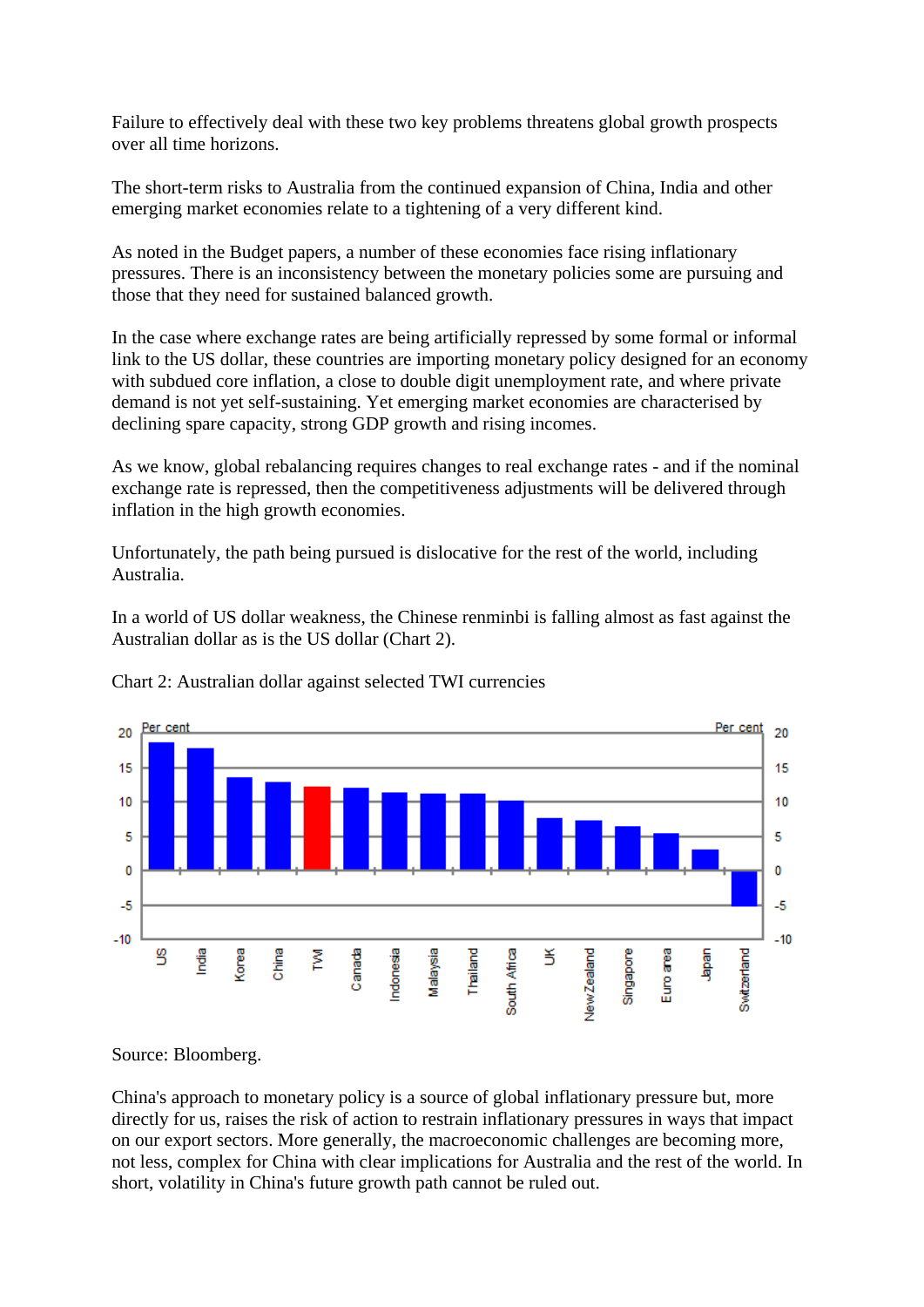Failure to effectively deal with these two key problems threatens global growth prospects over all time horizons.

The short-term risks to Australia from the continued expansion of China, India and other emerging market economies relate to a tightening of a very different kind.

As noted in the Budget papers, a number of these economies face rising inflationary pressures. There is an inconsistency between the monetary policies some are pursuing and those that they need for sustained balanced growth.

In the case where exchange rates are being artificially repressed by some formal or informal link to the US dollar, these countries are importing monetary policy designed for an economy with subdued core inflation, a close to double digit unemployment rate, and where private demand is not yet self-sustaining. Yet emerging market economies are characterised by declining spare capacity, strong GDP growth and rising incomes.

As we know, global rebalancing requires changes to real exchange rates - and if the nominal exchange rate is repressed, then the competitiveness adjustments will be delivered through inflation in the high growth economies.

Unfortunately, the path being pursued is dislocative for the rest of the world, including Australia.

In a world of US dollar weakness, the Chinese renminbi is falling almost as fast against the Australian dollar as is the US dollar (Chart 2).

Chart 2: Australian dollar against selected TWI currencies

Source: Bloomberg.

China's approach to monetary policy is a source of global inflationary pressure but, more directly for us, raises the risk of action to restrain inflationary pressures in ways that impact on our export sectors. More generally, the macroeconomic challenges are becoming more, not less, complex for China with clear implications for Australia and the rest of the world. In short, volatility in China's future growth path cannot be ruled out.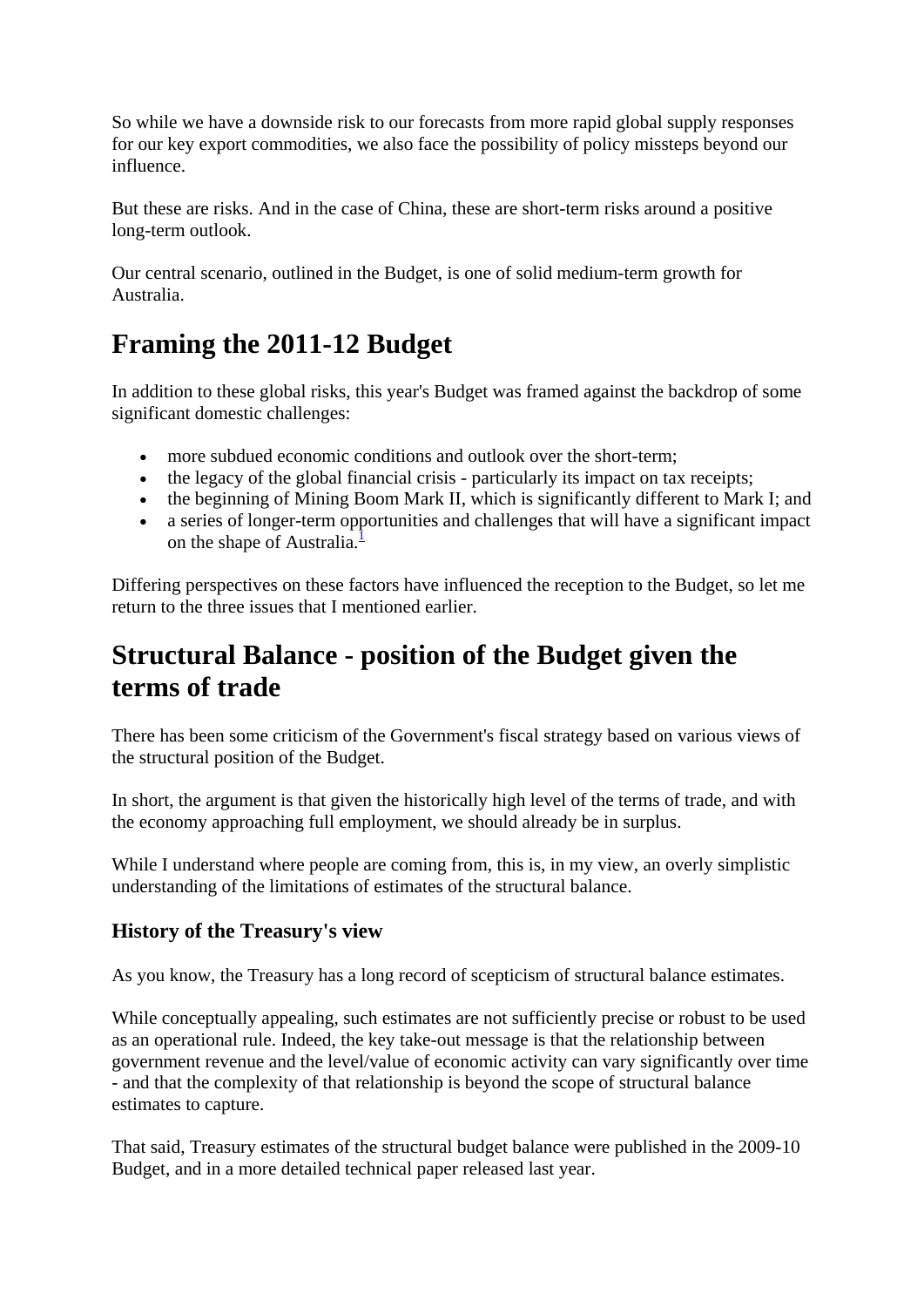So while we have a downside risk to our forecasts from more rapid global supply responses for our key export commodities, we also face the possibility of policy missteps beyond our influence.

But these are risks. And in the case of China, these are short-term risks around a positive long-term outlook.

Our central scenario, outlined in the Budget, is one of solid medium-term growth for Australia.

# Framing the 2011-12 Budget

In addition to these global risks, this year's Budget was framed against the backdrop of some significant domestic challenges:

- more subdued economic conditions and outlook over the short-term;
- the legacy of the global financial crisis - particularly its impact on tax receipts;
- the beginning of Mining Boom Mark II, which is significantly different to Mark I; and
- a series of longer-term opportunities and challenges that will have a significant impact on the shape of Australia.[1]

Differing perspectives on these factors have influenced the reception to the Budget, so let me return to the three issues that I mentioned earlier.

# Structural Balance - position of the Budget given the terms of trade

There has been some criticism of the Government's fiscal strategy based on various views of the structural position of the Budget.

In short, the argument is that given the historically high level of the terms of trade, and with the economy approaching full employment, we should already be in surplus.

While I understand where people are coming from, this is, in my view, an overly simplistic understanding of the limitations of estimates of the structural balance.

### History of the Treasury's view

As you know, the Treasury has a long record of scepticism of structural balance estimates.

While conceptually appealing, such estimates are not sufficiently precise or robust to be used as an operational rule. Indeed, the key take-out message is that the relationship between government revenue and the level/value of economic activity can vary significantly over time - and that the complexity of that relationship is beyond the scope of structural balance estimates to capture.

That said, Treasury estimates of the structural budget balance were published in the 2009-10 Budget, and in a more detailed technical paper released last year.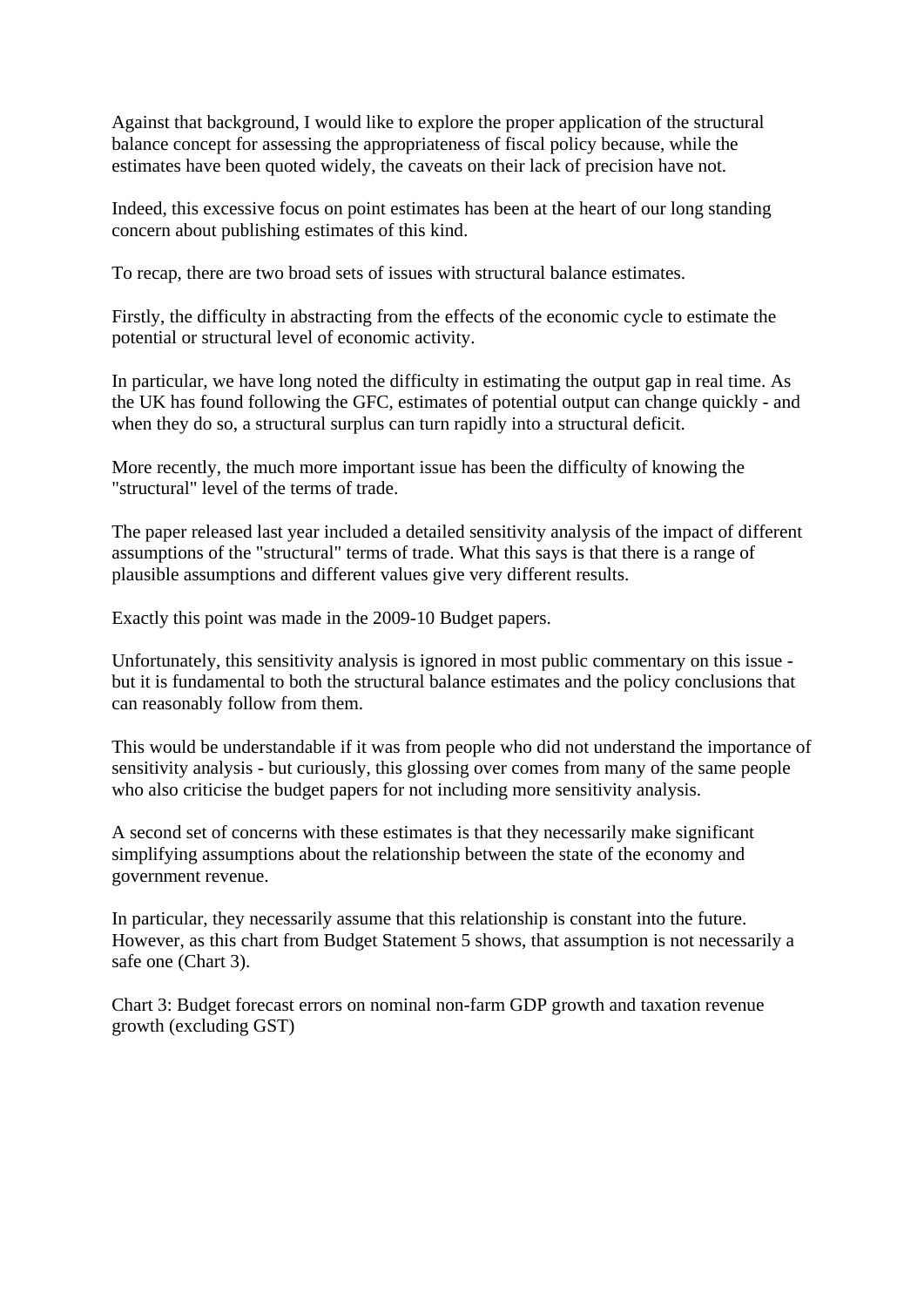Against that background, I would like to explore the proper application of the structural balance concept for assessing the appropriateness of fiscal policy because, while the estimates have been quoted widely, the caveats on their lack of precision have not.

Indeed, this excessive focus on point estimates has been at the heart of our long standing concern about publishing estimates of this kind.

To recap, there are two broad sets of issues with structural balance estimates.

Firstly, the difficulty in abstracting from the effects of the economic cycle to estimate the potential or structural level of economic activity.

In particular, we have long noted the difficulty in estimating the output gap in real time. As the UK has found following the GFC, estimates of potential output can change quickly - and when they do so, a structural surplus can turn rapidly into a structural deficit.

More recently, the much more important issue has been the difficulty of knowing the "structural" level of the terms of trade.

The paper released last year included a detailed sensitivity analysis of the impact of different assumptions of the "structural" terms of trade. What this says is that there is a range of plausible assumptions and different values give very different results.

Exactly this point was made in the 2009-10 Budget papers.

Unfortunately, this sensitivity analysis is ignored in most public commentary on this issue - but it is fundamental to both the structural balance estimates and the policy conclusions that can reasonably follow from them.

This would be understandable if it was from people who did not understand the importance of sensitivity analysis - but curiously, this glossing over comes from many of the same people who also criticise the budget papers for not including more sensitivity analysis.

A second set of concerns with these estimates is that they necessarily make significant simplifying assumptions about the relationship between the state of the economy and government revenue.

In particular, they necessarily assume that this relationship is constant into the future. However, as this chart from Budget Statement 5 shows, that assumption is not necessarily a safe one (Chart 3).

Chart 3: Budget forecast errors on nominal non-farm GDP growth and taxation revenue growth (excluding GST)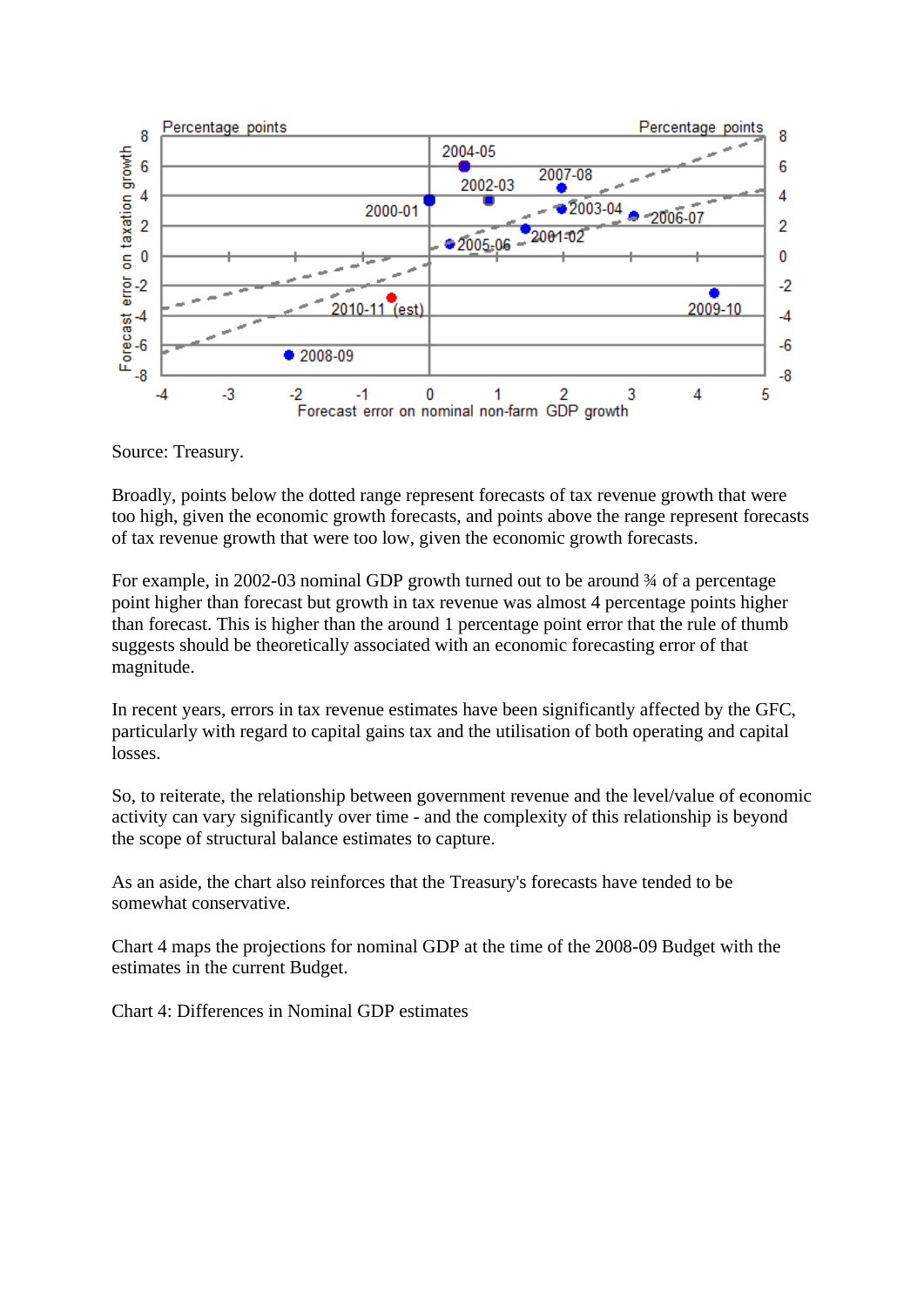Source: Treasury.

Broadly, points below the dotted range represent forecasts of tax revenue growth that were too high, given the economic growth forecasts, and points above the range represent forecasts of tax revenue growth that were too low, given the economic growth forecasts.

For example, in 2002-03 nominal GDP growth turned out to be around ¾ of a percentage point higher than forecast but growth in tax revenue was almost 4 percentage points higher than forecast. This is higher than the around 1 percentage point error that the rule of thumb suggests should be theoretically associated with an economic forecasting error of that magnitude.

In recent years, errors in tax revenue estimates have been significantly affected by the GFC, particularly with regard to capital gains tax and the utilisation of both operating and capital losses.

So, to reiterate, the relationship between government revenue and the level/value of economic activity can vary significantly over time - and the complexity of this relationship is beyond the scope of structural balance estimates to capture.

As an aside, the chart also reinforces that the Treasury's forecasts have tended to be somewhat conservative.

Chart 4 maps the projections for nominal GDP at the time of the 2008-09 Budget with the estimates in the current Budget.

Chart 4: Differences in Nominal GDP estimates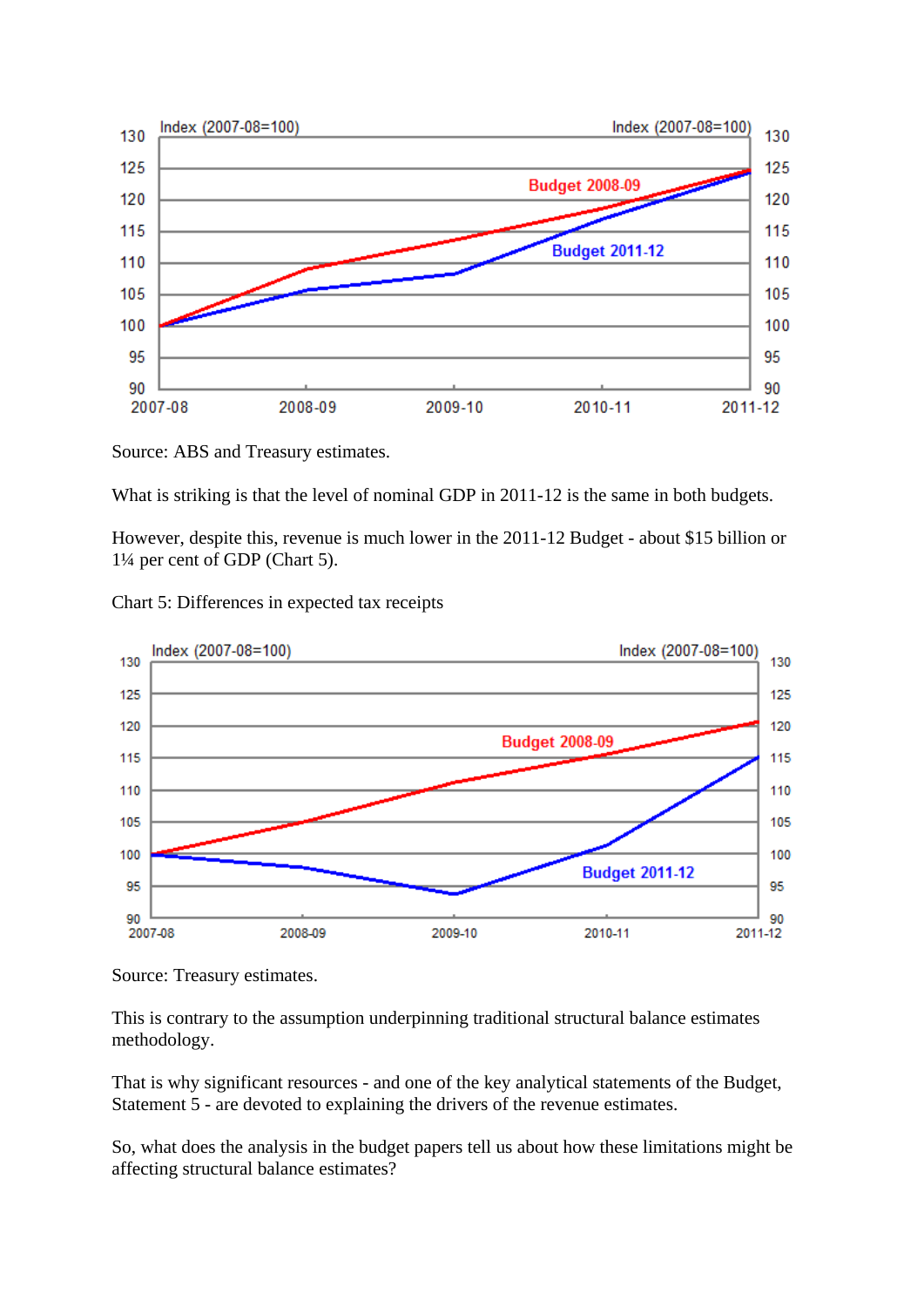Source: ABS and Treasury estimates.

What is striking is that the level of nominal GDP in 2011-12 is the same in both budgets.

However, despite this, revenue is much lower in the 2011-12 Budget - about $15 billion or 1¼ per cent of GDP (Chart 5).

Chart 5: Differences in expected tax receipts

Source: Treasury estimates.

This is contrary to the assumption underpinning traditional structural balance estimates methodology.

That is why significant resources - and one of the key analytical statements of the Budget, Statement 5 - are devoted to explaining the drivers of the revenue estimates.

So, what does the analysis in the budget papers tell us about how these limitations might be affecting structural balance estimates?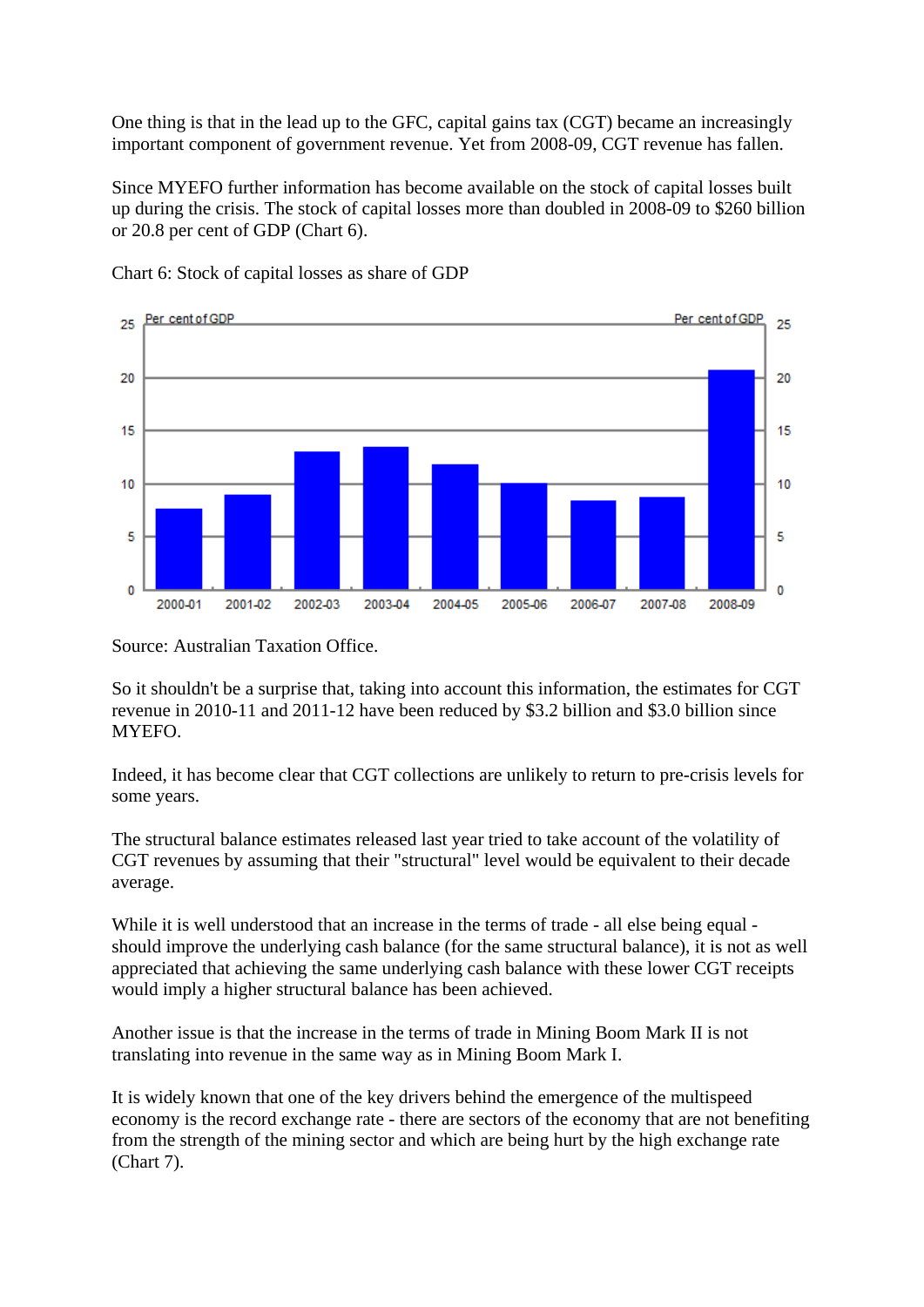One thing is that in the lead up to the GFC, capital gains tax (CGT) became an increasingly important component of government revenue. Yet from 2008-09, CGT revenue has fallen.

Since MYEFO further information has become available on the stock of capital losses built up during the crisis. The stock of capital losses more than doubled in 2008-09 to $260 billion or 20.8 per cent of GDP (Chart 6).

Chart 6: Stock of capital losses as share of GDP

Source: Australian Taxation Office.

So it shouldn't be a surprise that, taking into account this information, the estimates for CGT revenue in 2010-11 and 2011-12 have been reduced by $3.2 billion and $3.0 billion since MYEFO.

Indeed, it has become clear that CGT collections are unlikely to return to pre-crisis levels for some years.

The structural balance estimates released last year tried to take account of the volatility of CGT revenues by assuming that their "structural" level would be equivalent to their decade average.

While it is well understood that an increase in the terms of trade - all else being equal - should improve the underlying cash balance (for the same structural balance), it is not as well appreciated that achieving the same underlying cash balance with these lower CGT receipts would imply a higher structural balance has been achieved.

Another issue is that the increase in the terms of trade in Mining Boom Mark II is not translating into revenue in the same way as in Mining Boom Mark I.

It is widely known that one of the key drivers behind the emergence of the multispeed economy is the record exchange rate - there are sectors of the economy that are not benefiting from the strength of the mining sector and which are being hurt by the high exchange rate (Chart 7).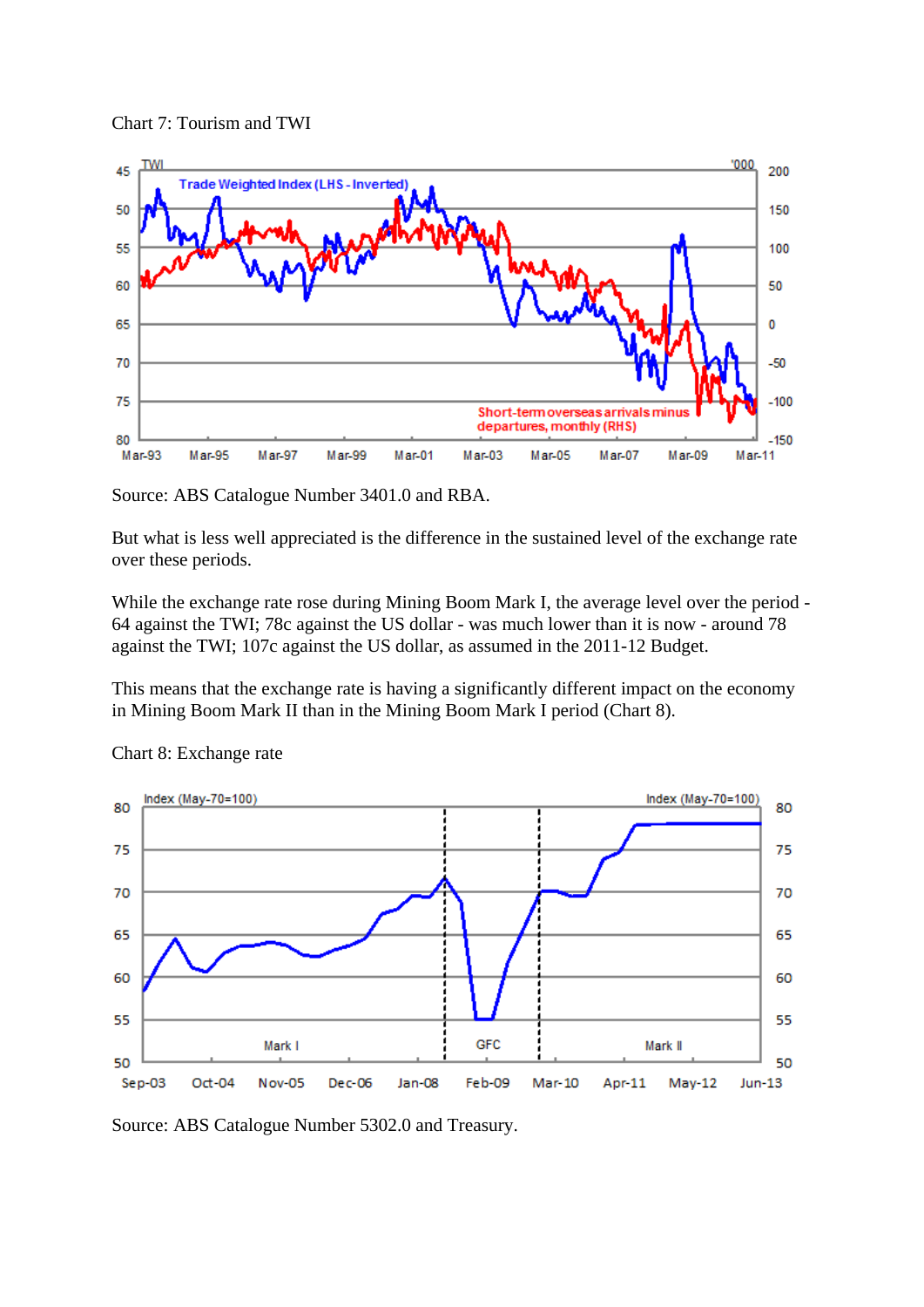Chart 7: Tourism and TWI

Source: ABS Catalogue Number 3401.0 and RBA.

But what is less well appreciated is the difference in the sustained level of the exchange rate over these periods.

While the exchange rate rose during Mining Boom Mark I, the average level over the period - 64 against the TWI; 78c against the US dollar - was much lower than it is now - around 78 against the TWI; 107c against the US dollar, as assumed in the 2011-12 Budget.

This means that the exchange rate is having a significantly different impact on the economy in Mining Boom Mark II than in the Mining Boom Mark I period (Chart 8).

Chart 8: Exchange rate

Source: ABS Catalogue Number 5302.0 and Treasury.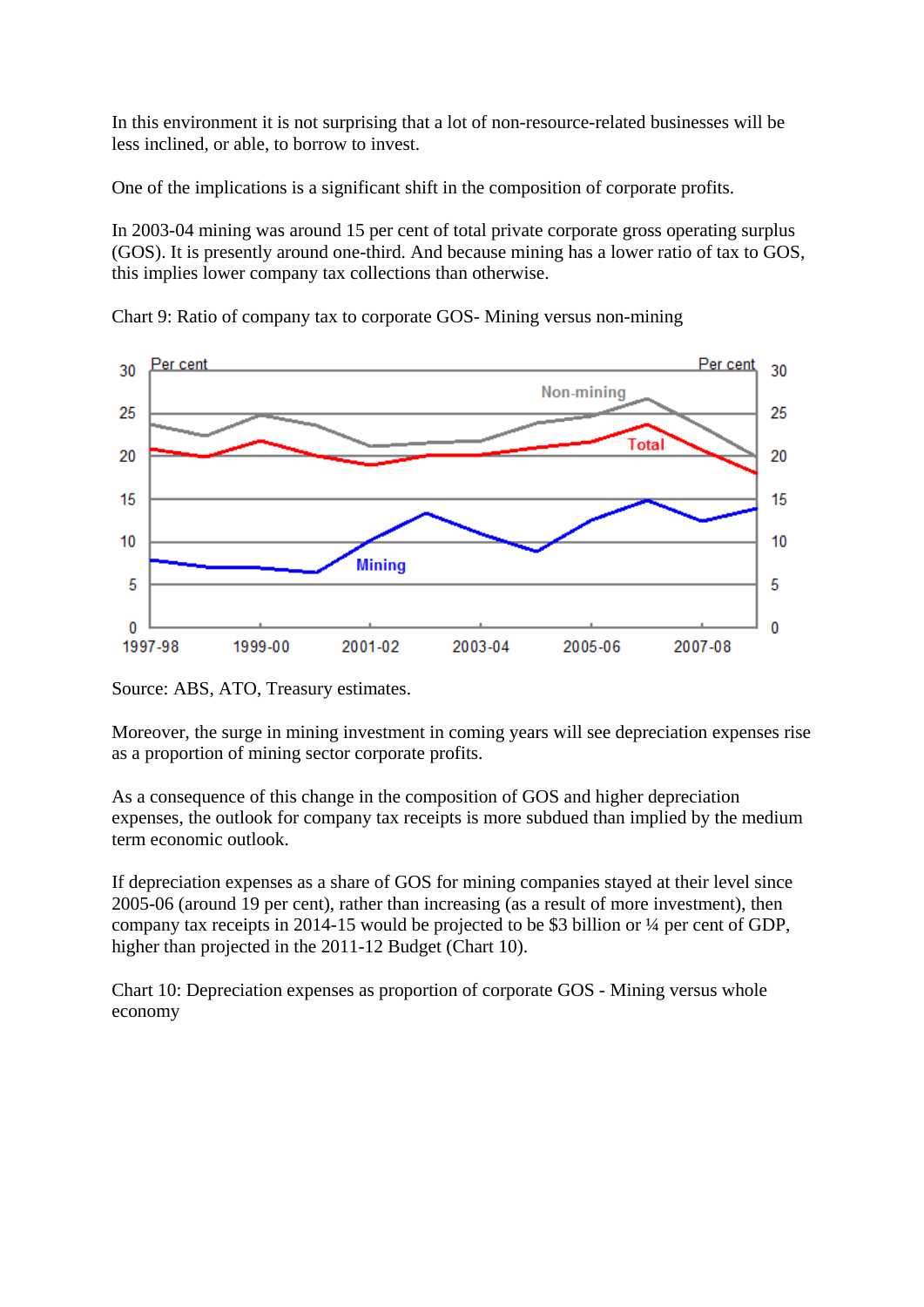In this environment it is not surprising that a lot of non-resource-related businesses will be less inclined, or able, to borrow to invest.

One of the implications is a significant shift in the composition of corporate profits.

In 2003-04 mining was around 15 per cent of total private corporate gross operating surplus (GOS). It is presently around one-third. And because mining has a lower ratio of tax to GOS, this implies lower company tax collections than otherwise.

Chart 9: Ratio of company tax to corporate GOS- Mining versus non-mining

Source: ABS, ATO, Treasury estimates.

Moreover, the surge in mining investment in coming years will see depreciation expenses rise as a proportion of mining sector corporate profits.

As a consequence of this change in the composition of GOS and higher depreciation expenses, the outlook for company tax receipts is more subdued than implied by the medium term economic outlook.

If depreciation expenses as a share of GOS for mining companies stayed at their level since 2005-06 (around 19 per cent), rather than increasing (as a result of more investment), then company tax receipts in 2014-15 would be projected to be $3 billion or ¼ per cent of GDP, higher than projected in the 2011-12 Budget (Chart 10).

Chart 10: Depreciation expenses as proportion of corporate GOS - Mining versus whole economy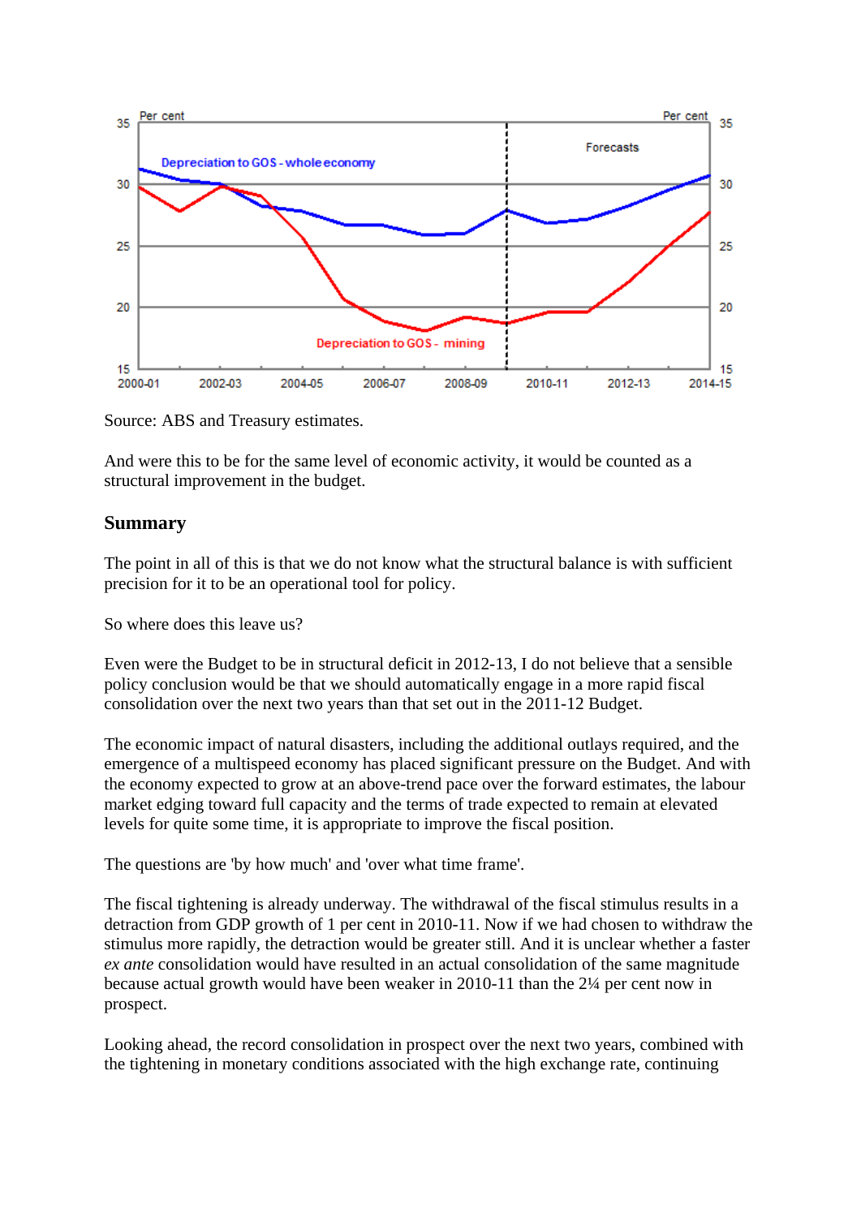Source: ABS and Treasury estimates.

And were this to be for the same level of economic activity, it would be counted as a structural improvement in the budget.

## Summary

The point in all of this is that we do not know what the structural balance is with sufficient precision for it to be an operational tool for policy.

So where does this leave us?

Even were the Budget to be in structural deficit in 2012-13, I do not believe that a sensible policy conclusion would be that we should automatically engage in a more rapid fiscal consolidation over the next two years than that set out in the 2011-12 Budget.

The economic impact of natural disasters, including the additional outlays required, and the emergence of a multispeed economy has placed significant pressure on the Budget. And with the economy expected to grow at an above-trend pace over the forward estimates, the labour market edging toward full capacity and the terms of trade expected to remain at elevated levels for quite some time, it is appropriate to improve the fiscal position.

The questions are 'by how much' and 'over what time frame'.

The fiscal tightening is already underway. The withdrawal of the fiscal stimulus results in a detraction from GDP growth of 1 per cent in 2010-11. Now if we had chosen to withdraw the stimulus more rapidly, the detraction would be greater still. And it is unclear whether a faster *ex ante* consolidation would have resulted in an actual consolidation of the same magnitude because actual growth would have been weaker in 2010-11 than the 2¼ per cent now in prospect.

Looking ahead, the record consolidation in prospect over the next two years, combined with the tightening in monetary conditions associated with the high exchange rate, continuing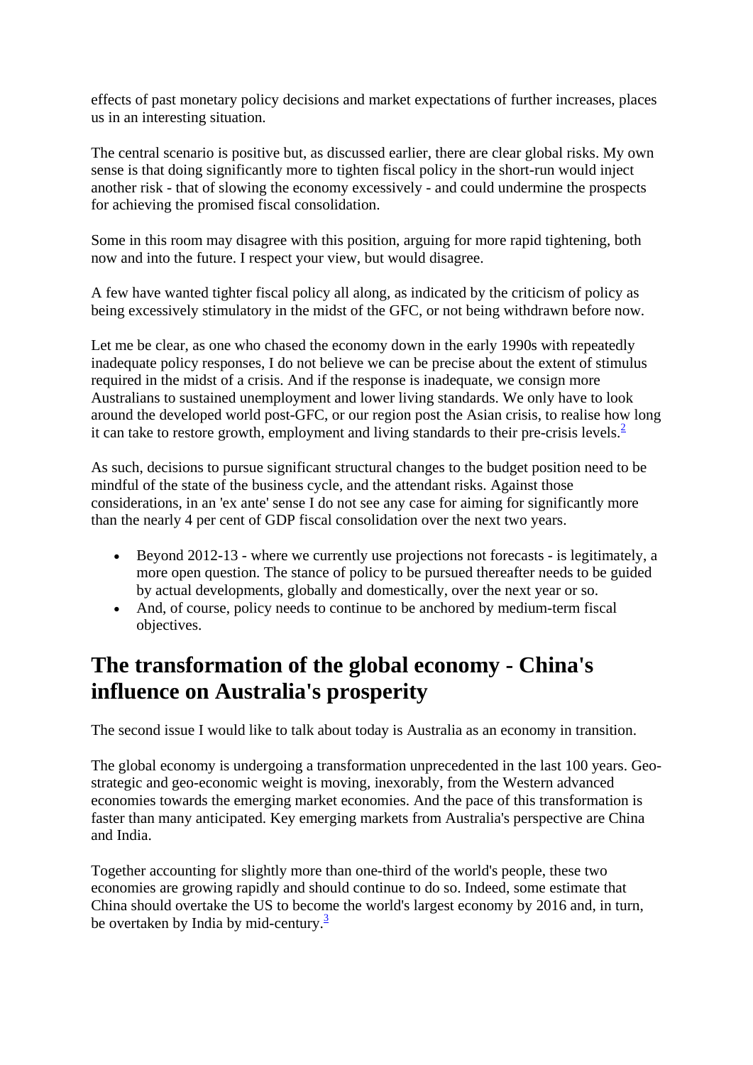effects of past monetary policy decisions and market expectations of further increases, places us in an interesting situation.

The central scenario is positive but, as discussed earlier, there are clear global risks. My own sense is that doing significantly more to tighten fiscal policy in the short-run would inject another risk - that of slowing the economy excessively - and could undermine the prospects for achieving the promised fiscal consolidation.

Some in this room may disagree with this position, arguing for more rapid tightening, both now and into the future. I respect your view, but would disagree.

A few have wanted tighter fiscal policy all along, as indicated by the criticism of policy as being excessively stimulatory in the midst of the GFC, or not being withdrawn before now.

Let me be clear, as one who chased the economy down in the early 1990s with repeatedly inadequate policy responses, I do not believe we can be precise about the extent of stimulus required in the midst of a crisis. And if the response is inadequate, we consign more Australians to sustained unemployment and lower living standards. We only have to look around the developed world post-GFC, or our region post the Asian crisis, to realise how long it can take to restore growth, employment and living standards to their pre-crisis levels.[2]

As such, decisions to pursue significant structural changes to the budget position need to be mindful of the state of the business cycle, and the attendant risks. Against those considerations, in an 'ex ante' sense I do not see any case for aiming for significantly more than the nearly 4 per cent of GDP fiscal consolidation over the next two years.

- Beyond 2012-13 - where we currently use projections not forecasts - is legitimately, a more open question. The stance of policy to be pursued thereafter needs to be guided by actual developments, globally and domestically, over the next year or so.
- And, of course, policy needs to continue to be anchored by medium-term fiscal objectives.

# The transformation of the global economy - China's influence on Australia's prosperity

The second issue I would like to talk about today is Australia as an economy in transition.

The global economy is undergoing a transformation unprecedented in the last 100 years. Geo-strategic and geo-economic weight is moving, inexorably, from the Western advanced economies towards the emerging market economies. And the pace of this transformation is faster than many anticipated. Key emerging markets from Australia's perspective are China and India.

Together accounting for slightly more than one-third of the world's people, these two economies are growing rapidly and should continue to do so. Indeed, some estimate that China should overtake the US to become the world's largest economy by 2016 and, in turn, be overtaken by India by mid-century.[3]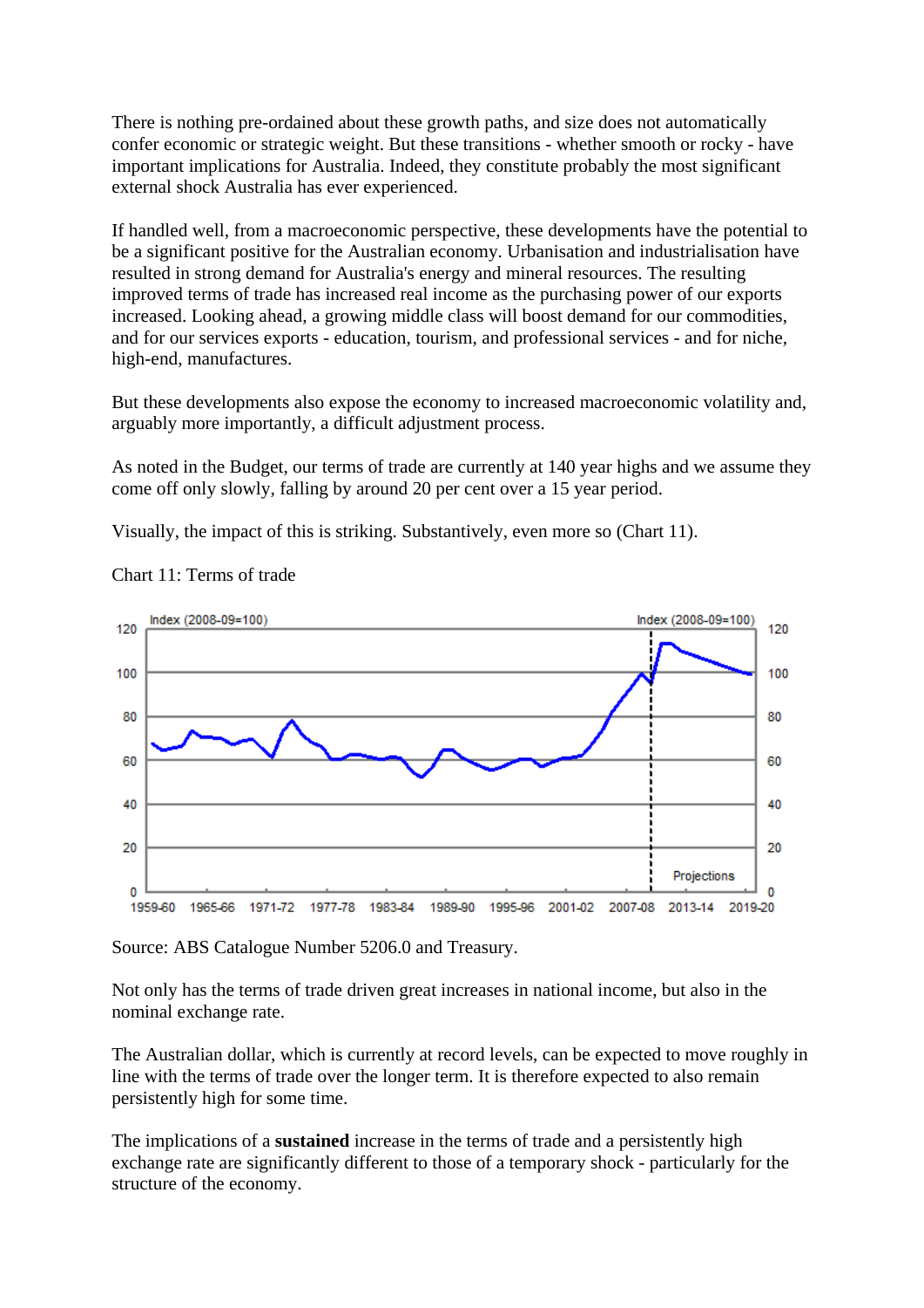There is nothing pre-ordained about these growth paths, and size does not automatically confer economic or strategic weight. But these transitions - whether smooth or rocky - have important implications for Australia. Indeed, they constitute probably the most significant external shock Australia has ever experienced.

If handled well, from a macroeconomic perspective, these developments have the potential to be a significant positive for the Australian economy. Urbanisation and industrialisation have resulted in strong demand for Australia's energy and mineral resources. The resulting improved terms of trade has increased real income as the purchasing power of our exports increased. Looking ahead, a growing middle class will boost demand for our commodities, and for our services exports - education, tourism, and professional services - and for niche, high-end, manufactures.

But these developments also expose the economy to increased macroeconomic volatility and, arguably more importantly, a difficult adjustment process.

As noted in the Budget, our terms of trade are currently at 140 year highs and we assume they come off only slowly, falling by around 20 per cent over a 15 year period.

Visually, the impact of this is striking. Substantively, even more so (Chart 11).

Chart 11: Terms of trade

Source: ABS Catalogue Number 5206.0 and Treasury.

Not only has the terms of trade driven great increases in national income, but also in the nominal exchange rate.

The Australian dollar, which is currently at record levels, can be expected to move roughly in line with the terms of trade over the longer term. It is therefore expected to also remain persistently high for some time.

The implications of a **sustained** increase in the terms of trade and a persistently high exchange rate are significantly different to those of a temporary shock - particularly for the structure of the economy.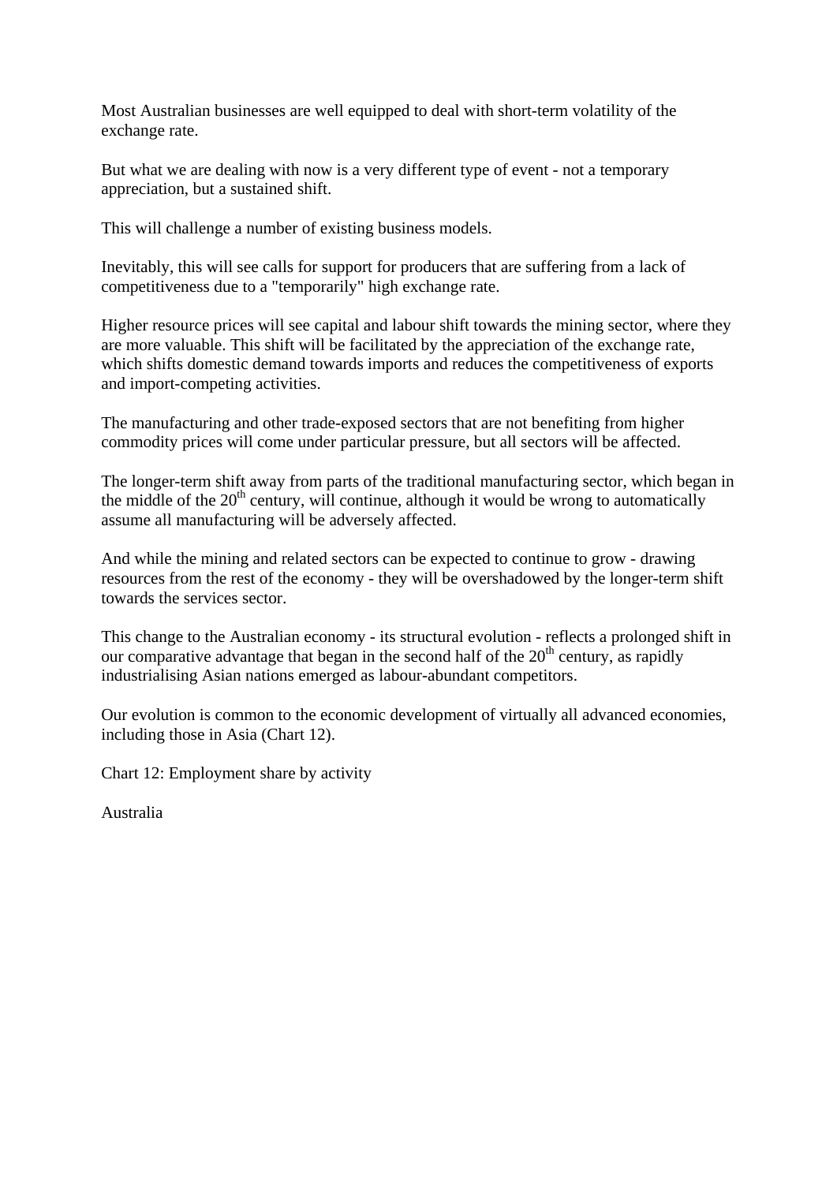Most Australian businesses are well equipped to deal with short-term volatility of the exchange rate.

But what we are dealing with now is a very different type of event - not a temporary appreciation, but a sustained shift.

This will challenge a number of existing business models.

Inevitably, this will see calls for support for producers that are suffering from a lack of competitiveness due to a "temporarily" high exchange rate.

Higher resource prices will see capital and labour shift towards the mining sector, where they are more valuable. This shift will be facilitated by the appreciation of the exchange rate, which shifts domestic demand towards imports and reduces the competitiveness of exports and import-competing activities.

The manufacturing and other trade-exposed sectors that are not benefiting from higher commodity prices will come under particular pressure, but all sectors will be affected.

The longer-term shift away from parts of the traditional manufacturing sector, which began in the middle of the 20th century, will continue, although it would be wrong to automatically assume all manufacturing will be adversely affected.

And while the mining and related sectors can be expected to continue to grow - drawing resources from the rest of the economy - they will be overshadowed by the longer-term shift towards the services sector.

This change to the Australian economy - its structural evolution - reflects a prolonged shift in our comparative advantage that began in the second half of the 20th century, as rapidly industrialising Asian nations emerged as labour-abundant competitors.

Our evolution is common to the economic development of virtually all advanced economies, including those in Asia (Chart 12).

Chart 12: Employment share by activity

Australia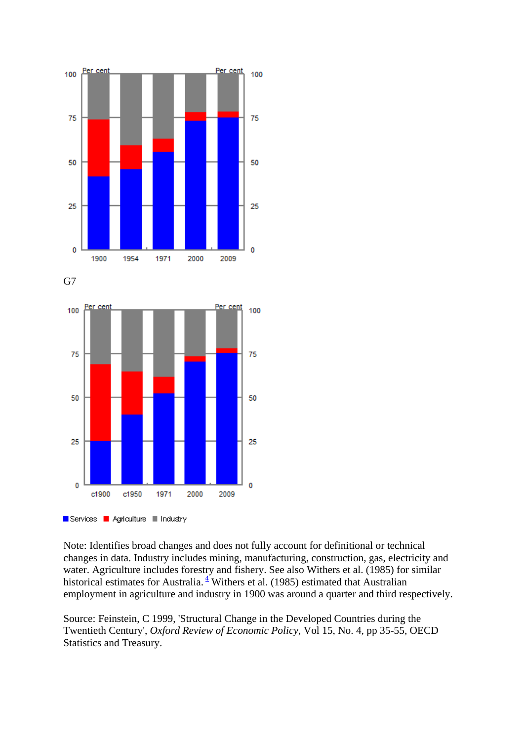G7

Services Agriculture Industry

Note: Identifies broad changes and does not fully account for definitional or technical changes in data. Industry includes mining, manufacturing, construction, gas, electricity and water. Agriculture includes forestry and fishery. See also Withers et al. (1985) for similar historical estimates for Australia. [4] Withers et al. (1985) estimated that Australian employment in agriculture and industry in 1900 was around a quarter and third respectively.

Source: Feinstein, C 1999, 'Structural Change in the Developed Countries during the Twentieth Century', *Oxford Review of Economic Policy*, Vol 15, No. 4, pp 35-55, OECD Statistics and Treasury.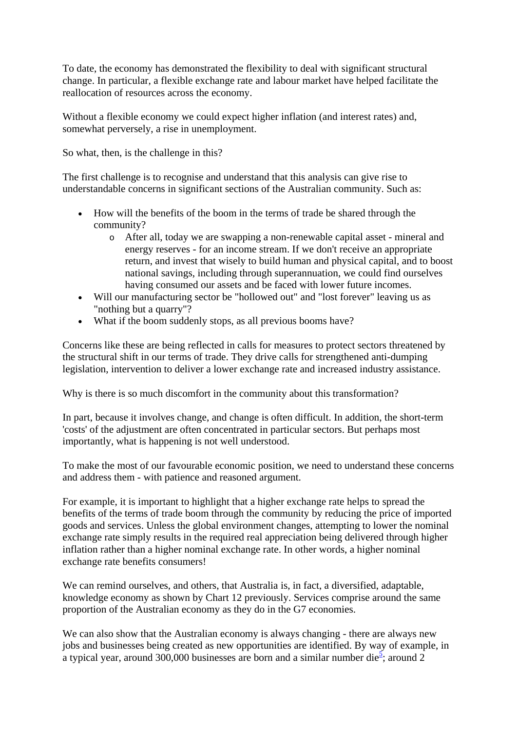To date, the economy has demonstrated the flexibility to deal with significant structural change. In particular, a flexible exchange rate and labour market have helped facilitate the reallocation of resources across the economy.

Without a flexible economy we could expect higher inflation (and interest rates) and, somewhat perversely, a rise in unemployment.

So what, then, is the challenge in this?

The first challenge is to recognise and understand that this analysis can give rise to understandable concerns in significant sections of the Australian community. Such as:

- How will the benefits of the boom in the terms of trade be shared through the community?
    - After all, today we are swapping a non-renewable capital asset - mineral and energy reserves - for an income stream. If we don't receive an appropriate return, and invest that wisely to build human and physical capital, and to boost national savings, including through superannuation, we could find ourselves having consumed our assets and be faced with lower future incomes.
- Will our manufacturing sector be "hollowed out" and "lost forever" leaving us as "nothing but a quarry"?
- What if the boom suddenly stops, as all previous booms have?

Concerns like these are being reflected in calls for measures to protect sectors threatened by the structural shift in our terms of trade. They drive calls for strengthened anti-dumping legislation, intervention to deliver a lower exchange rate and increased industry assistance.

Why is there is so much discomfort in the community about this transformation?

In part, because it involves change, and change is often difficult. In addition, the short-term 'costs' of the adjustment are often concentrated in particular sectors. But perhaps most importantly, what is happening is not well understood.

To make the most of our favourable economic position, we need to understand these concerns and address them - with patience and reasoned argument.

For example, it is important to highlight that a higher exchange rate helps to spread the benefits of the terms of trade boom through the community by reducing the price of imported goods and services. Unless the global environment changes, attempting to lower the nominal exchange rate simply results in the required real appreciation being delivered through higher inflation rather than a higher nominal exchange rate. In other words, a higher nominal exchange rate benefits consumers!

We can remind ourselves, and others, that Australia is, in fact, a diversified, adaptable, knowledge economy as shown by Chart 12 previously. Services comprise around the same proportion of the Australian economy as they do in the G7 economies.

We can also show that the Australian economy is always changing - there are always new jobs and businesses being created as new opportunities are identified. By way of example, in a typical year, around 300,000 businesses are born and a similar number die[5]; around 2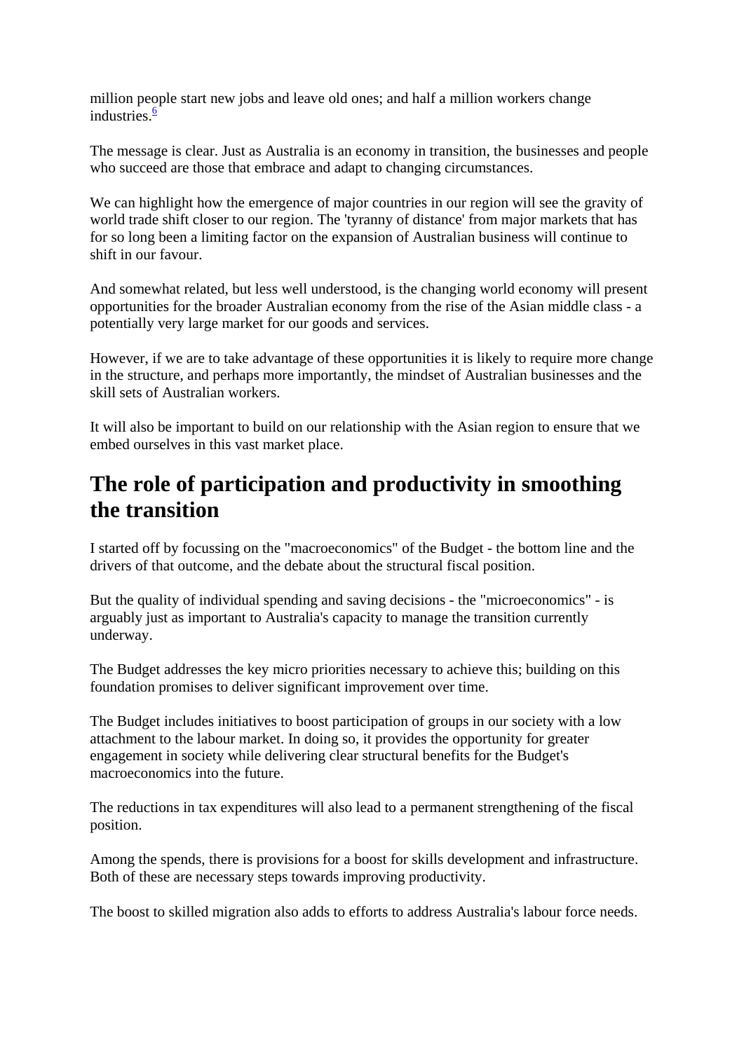million people start new jobs and leave old ones; and half a million workers change industries.[6]

The message is clear. Just as Australia is an economy in transition, the businesses and people who succeed are those that embrace and adapt to changing circumstances.

We can highlight how the emergence of major countries in our region will see the gravity of world trade shift closer to our region. The 'tyranny of distance' from major markets that has for so long been a limiting factor on the expansion of Australian business will continue to shift in our favour.

And somewhat related, but less well understood, is the changing world economy will present opportunities for the broader Australian economy from the rise of the Asian middle class - a potentially very large market for our goods and services.

However, if we are to take advantage of these opportunities it is likely to require more change in the structure, and perhaps more importantly, the mindset of Australian businesses and the skill sets of Australian workers.

It will also be important to build on our relationship with the Asian region to ensure that we embed ourselves in this vast market place.

## The role of participation and productivity in smoothing the transition

I started off by focussing on the "macroeconomics" of the Budget - the bottom line and the drivers of that outcome, and the debate about the structural fiscal position.

But the quality of individual spending and saving decisions - the "microeconomics" - is arguably just as important to Australia's capacity to manage the transition currently underway.

The Budget addresses the key micro priorities necessary to achieve this; building on this foundation promises to deliver significant improvement over time.

The Budget includes initiatives to boost participation of groups in our society with a low attachment to the labour market. In doing so, it provides the opportunity for greater engagement in society while delivering clear structural benefits for the Budget's macroeconomics into the future.

The reductions in tax expenditures will also lead to a permanent strengthening of the fiscal position.

Among the spends, there is provisions for a boost for skills development and infrastructure. Both of these are necessary steps towards improving productivity.

The boost to skilled migration also adds to efforts to address Australia's labour force needs.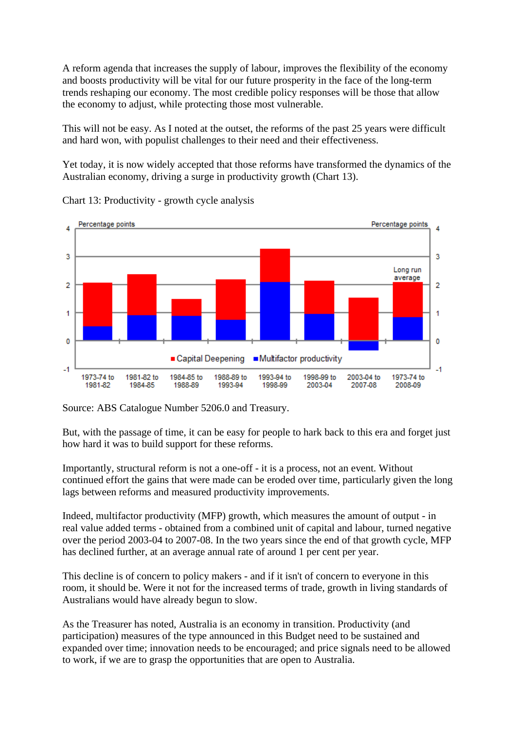A reform agenda that increases the supply of labour, improves the flexibility of the economy and boosts productivity will be vital for our future prosperity in the face of the long-term trends reshaping our economy. The most credible policy responses will be those that allow the economy to adjust, while protecting those most vulnerable.

This will not be easy. As I noted at the outset, the reforms of the past 25 years were difficult and hard won, with populist challenges to their need and their effectiveness.

Yet today, it is now widely accepted that those reforms have transformed the dynamics of the Australian economy, driving a surge in productivity growth (Chart 13).

Chart 13: Productivity - growth cycle analysis

Source: ABS Catalogue Number 5206.0 and Treasury.

But, with the passage of time, it can be easy for people to hark back to this era and forget just how hard it was to build support for these reforms.

Importantly, structural reform is not a one-off - it is a process, not an event. Without continued effort the gains that were made can be eroded over time, particularly given the long lags between reforms and measured productivity improvements.

Indeed, multifactor productivity (MFP) growth, which measures the amount of output - in real value added terms - obtained from a combined unit of capital and labour, turned negative over the period 2003-04 to 2007-08. In the two years since the end of that growth cycle, MFP has declined further, at an average annual rate of around 1 per cent per year.

This decline is of concern to policy makers - and if it isn't of concern to everyone in this room, it should be. Were it not for the increased terms of trade, growth in living standards of Australians would have already begun to slow.

As the Treasurer has noted, Australia is an economy in transition. Productivity (and participation) measures of the type announced in this Budget need to be sustained and expanded over time; innovation needs to be encouraged; and price signals need to be allowed to work, if we are to grasp the opportunities that are open to Australia.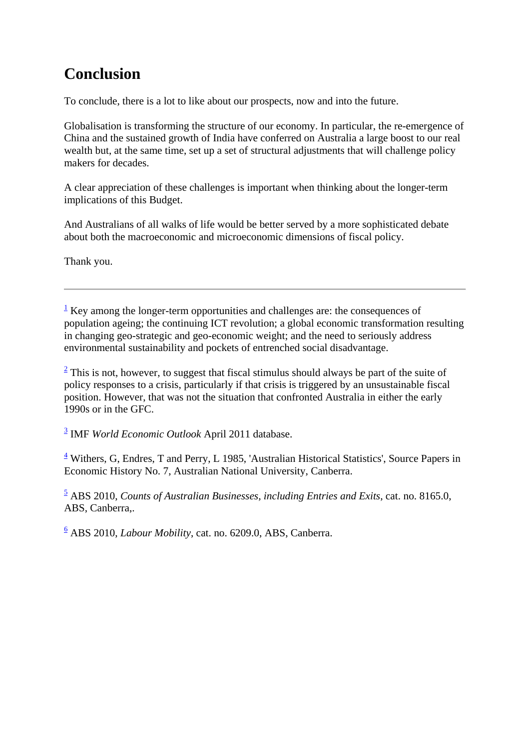## Conclusion

To conclude, there is a lot to like about our prospects, now and into the future.

Globalisation is transforming the structure of our economy. In particular, the re-emergence of China and the sustained growth of India have conferred on Australia a large boost to our real wealth but, at the same time, set up a set of structural adjustments that will challenge policy makers for decades.

A clear appreciation of these challenges is important when thinking about the longer-term implications of this Budget.

And Australians of all walks of life would be better served by a more sophisticated debate about both the macroeconomic and microeconomic dimensions of fiscal policy.

Thank you.

---

[1] Key among the longer-term opportunities and challenges are: the consequences of population ageing; the continuing ICT revolution; a global economic transformation resulting in changing geo-strategic and geo-economic weight; and the need to seriously address environmental sustainability and pockets of entrenched social disadvantage.

[2] This is not, however, to suggest that fiscal stimulus should always be part of the suite of policy responses to a crisis, particularly if that crisis is triggered by an unsustainable fiscal position. However, that was not the situation that confronted Australia in either the early 1990s or in the GFC.

[3] IMF *World Economic Outlook* April 2011 database.

[4] Withers, G, Endres, T and Perry, L 1985, 'Australian Historical Statistics', Source Papers in Economic History No. 7, Australian National University, Canberra.

[5] ABS 2010, *Counts of Australian Businesses, including Entries and Exits*, cat. no. 8165.0, ABS, Canberra,.

[6] ABS 2010, *Labour Mobility*, cat. no. 6209.0, ABS, Canberra.